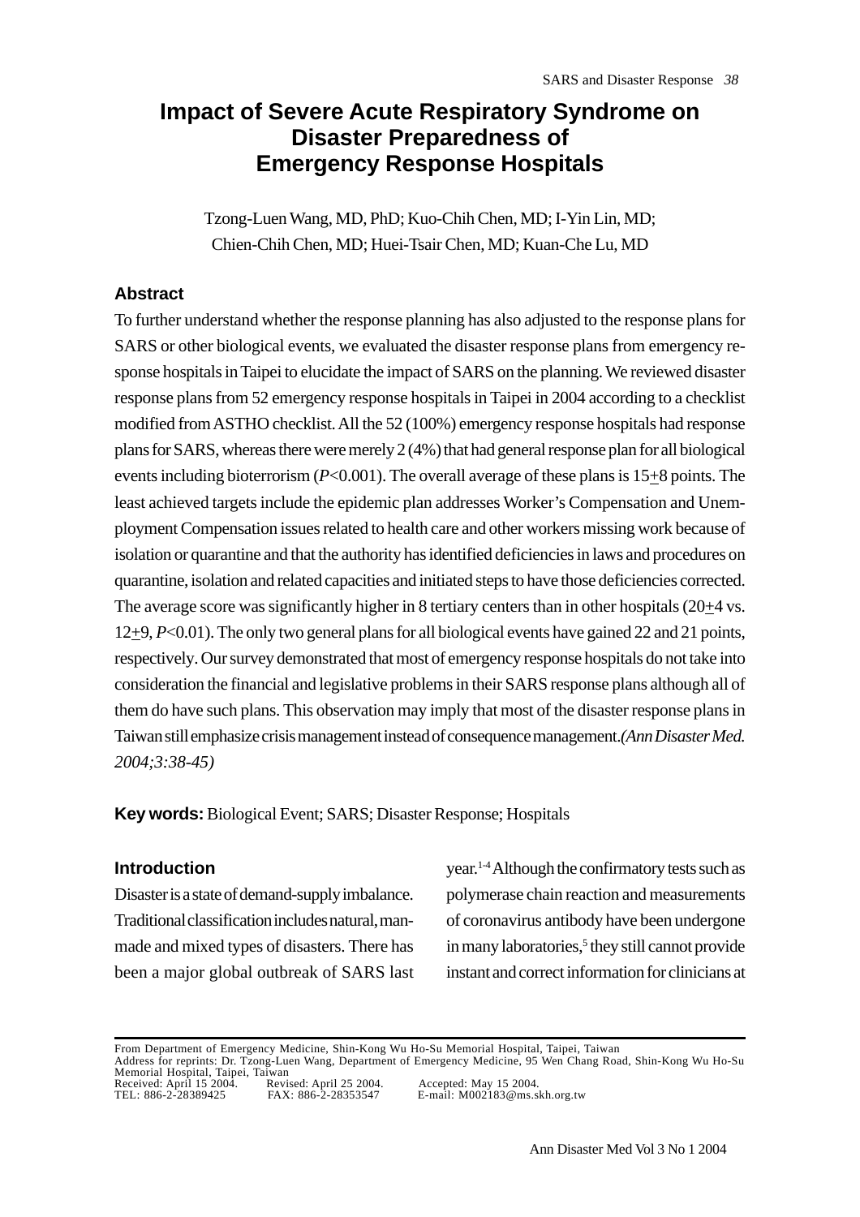# Impact of Severe Acute Respiratory Syndrome on Disaster Preparedness of Emergency Response Hospitals

Tzong-Luen Wang, MD, PhD; Kuo-Chih Chen, MD; I-Yin Lin, MD; Chien-Chih Chen, MD; Huei-Tsair Chen, MD; Kuan-Che Lu, MD

## Abstract

To further understand whether the response planning has also adjusted to the response plans for SARS or other biological events, we evaluated the disaster response plans from emergency response hospitals in Taipei to elucidate the impact of SARS on the planning. We reviewed disaster response plans from 52 emergency response hospitals in Taipei in 2004 according to a checklist modified from ASTHO checklist. All the 52 (100%) emergency response hospitals had response plans for SARS, whereas there were merely 2 (4%) that had general response plan for all biological events including bioterrorism ($P$<0.001). The overall average of these plans is 15$\pm$8 points. The least achieved targets include the epidemic plan addresses Worker's Compensation and Unemployment Compensation issues related to health care and other workers missing work because of isolation or quarantine and that the authority has identified deficiencies in laws and procedures on quarantine, isolation and related capacities and initiated steps to have those deficiencies corrected. The average score was significantly higher in 8 tertiary centers than in other hospitals (20$\pm$4 vs. 12$\pm$9, $P$<0.01). The only two general plans for all biological events have gained 22 and 21 points, respectively. Our survey demonstrated that most of emergency response hospitals do not take into consideration the financial and legislative problems in their SARS response plans although all of them do have such plans. This observation may imply that most of the disaster response plans in Taiwan still emphasize crisis management instead of consequence management. *(Ann Disaster Med. 2004;3:38-45)*

**Key words:** Biological Event; SARS; Disaster Response; Hospitals

## Introduction

Disaster is a state of demand-supply imbalance. Traditional classification includes natural, man-made and mixed types of disasters. There has been a major global outbreak of SARS last year.[1-4] Although the confirmatory tests such as polymerase chain reaction and measurements of coronavirus antibody have been undergone in many laboratories,[5] they still cannot provide instant and correct information for clinicians at

From Department of Emergency Medicine, Shin-Kong Wu Ho-Su Memorial Hospital, Taipei, Taiwan
Address for reprints: Dr. Tzong-Luen Wang, Department of Emergency Medicine, 95 Wen Chang Road, Shin-Kong Wu Ho-Su Memorial Hospital, Taipei, Taiwan
Received: April 15 2004. Revised: April 25 2004. Accepted: May 15 2004.
TEL: 886-2-28389425 FAX: 886-2-28353547 E-mail: M002183@ms.skh.org.tw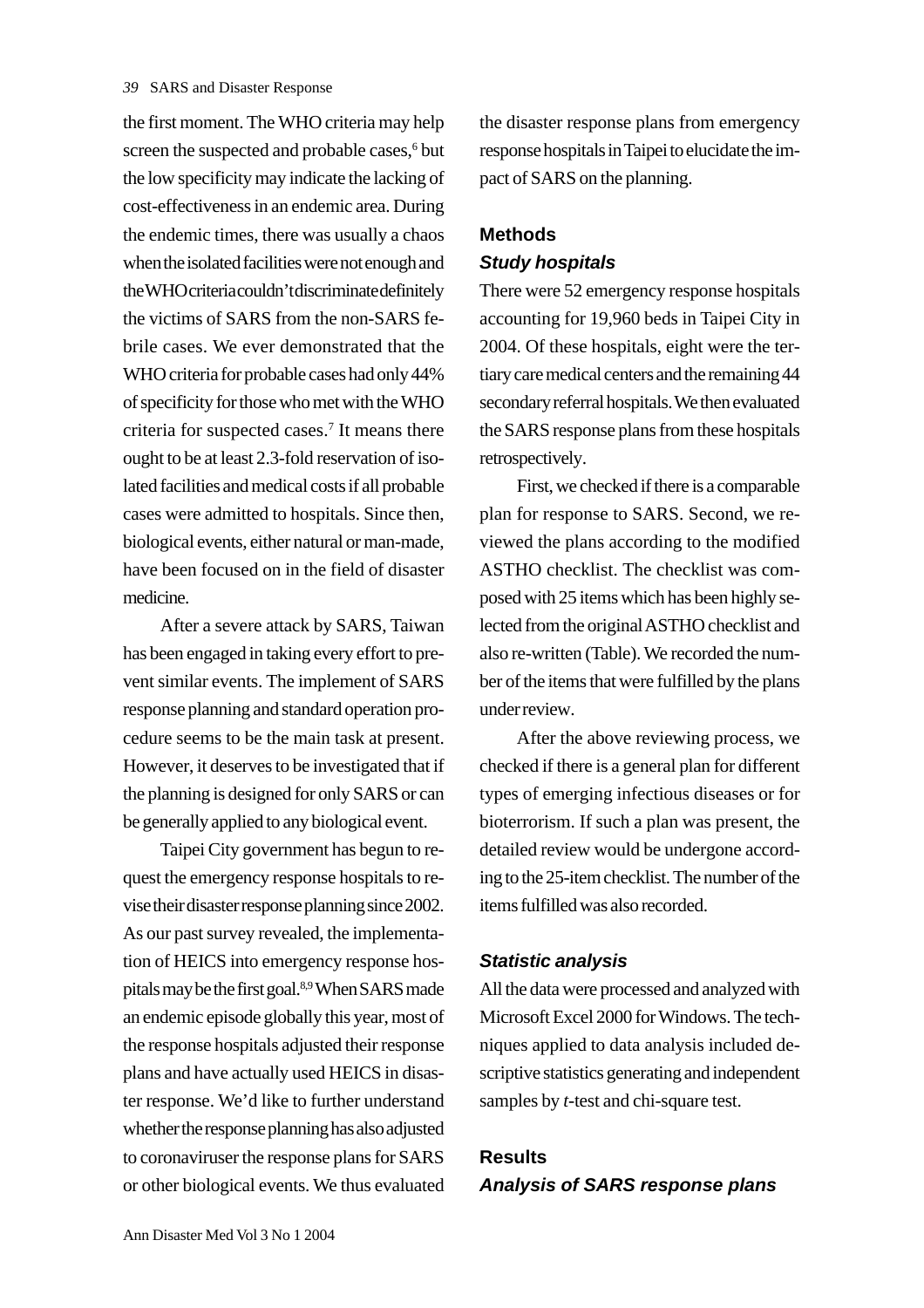the first moment. The WHO criteria may help screen the suspected and probable cases,[6] but the low specificity may indicate the lacking of cost-effectiveness in an endemic area. During the endemic times, there was usually a chaos when the isolated facilities were not enough and the WHO criteria couldn't discriminate definitely the victims of SARS from the non-SARS febrile cases. We ever demonstrated that the WHO criteria for probable cases had only 44% of specificity for those who met with the WHO criteria for suspected cases.[7] It means there ought to be at least 2.3-fold reservation of isolated facilities and medical costs if all probable cases were admitted to hospitals. Since then, biological events, either natural or man-made, have been focused on in the field of disaster medicine.

After a severe attack by SARS, Taiwan has been engaged in taking every effort to prevent similar events. The implement of SARS response planning and standard operation procedure seems to be the main task at present. However, it deserves to be investigated that if the planning is designed for only SARS or can be generally applied to any biological event.

Taipei City government has begun to request the emergency response hospitals to revise their disaster response planning since 2002. As our past survey revealed, the implementation of HEICS into emergency response hospitals may be the first goal.[8,9] When SARS made an endemic episode globally this year, most of the response hospitals adjusted their response plans and have actually used HEICS in disaster response. We'd like to further understand whether the response planning has also adjusted to coronaviruser the response plans for SARS or other biological events. We thus evaluated the disaster response plans from emergency response hospitals in Taipei to elucidate the impact of SARS on the planning.

## Methods

### *Study hospitals*

There were 52 emergency response hospitals accounting for 19,960 beds in Taipei City in 2004. Of these hospitals, eight were the tertiary care medical centers and the remaining 44 secondary referral hospitals. We then evaluated the SARS response plans from these hospitals retrospectively.

First, we checked if there is a comparable plan for response to SARS. Second, we reviewed the plans according to the modified ASTHO checklist. The checklist was composed with 25 items which has been highly selected from the original ASTHO checklist and also re-written (Table). We recorded the number of the items that were fulfilled by the plans under review.

After the above reviewing process, we checked if there is a general plan for different types of emerging infectious diseases or for bioterrorism. If such a plan was present, the detailed review would be undergone according to the 25-item checklist. The number of the items fulfilled was also recorded.

### *Statistic analysis*

All the data were processed and analyzed with Microsoft Excel 2000 for Windows. The techniques applied to data analysis included descriptive statistics generating and independent samples by *t*-test and chi-square test.

## Results

### *Analysis of SARS response plans*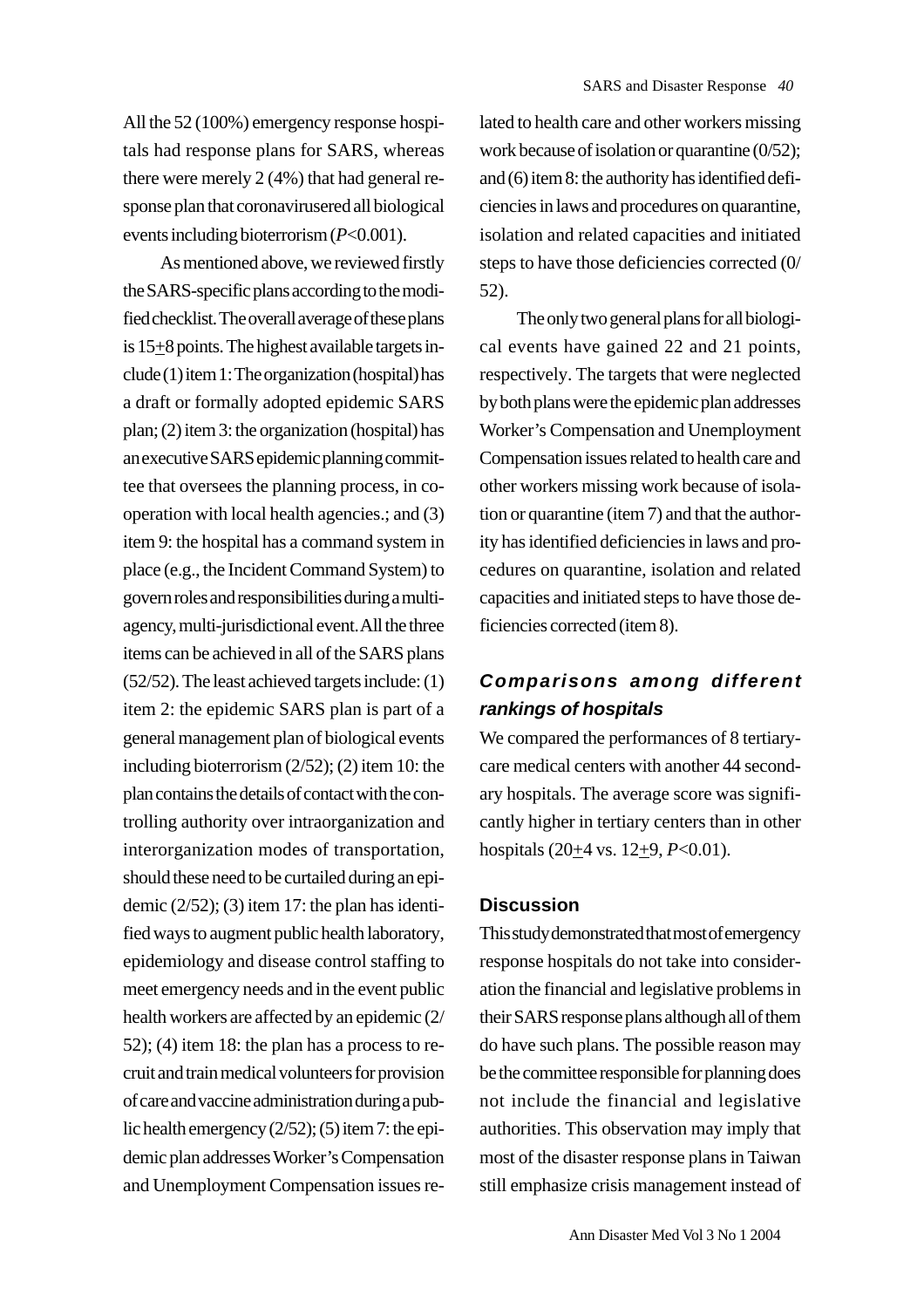All the 52 (100%) emergency response hospitals had response plans for SARS, whereas there were merely 2 (4%) that had general response plan that coronavirusered all biological events including bioterrorism (*P*<0.001).

As mentioned above, we reviewed firstly the SARS-specific plans according to the modified checklist. The overall average of these plans is 15±8 points. The highest available targets include (1) item 1: The organization (hospital) has a draft or formally adopted epidemic SARS plan; (2) item 3: the organization (hospital) has an executive SARS epidemic planning committee that oversees the planning process, in cooperation with local health agencies.; and (3) item 9: the hospital has a command system in place (e.g., the Incident Command System) to govern roles and responsibilities during a multi-agency, multi-jurisdictional event. All the three items can be achieved in all of the SARS plans (52/52). The least achieved targets include: (1) item 2: the epidemic SARS plan is part of a general management plan of biological events including bioterrorism (2/52); (2) item 10: the plan contains the details of contact with the controlling authority over intraorganization and interorganization modes of transportation, should these need to be curtailed during an epidemic (2/52); (3) item 17: the plan has identified ways to augment public health laboratory, epidemiology and disease control staffing to meet emergency needs and in the event public health workers are affected by an epidemic (2/52); (4) item 18: the plan has a process to recruit and train medical volunteers for provision of care and vaccine administration during a public health emergency (2/52); (5) item 7: the epidemic plan addresses Worker's Compensation and Unemployment Compensation issues related to health care and other workers missing work because of isolation or quarantine (0/52); and (6) item 8: the authority has identified deficiencies in laws and procedures on quarantine, isolation and related capacities and initiated steps to have those deficiencies corrected (0/52).

The only two general plans for all biological events have gained 22 and 21 points, respectively. The targets that were neglected by both plans were the epidemic plan addresses Worker's Compensation and Unemployment Compensation issues related to health care and other workers missing work because of isolation or quarantine (item 7) and that the authority has identified deficiencies in laws and procedures on quarantine, isolation and related capacities and initiated steps to have those deficiencies corrected (item 8).

### *Comparisons among different rankings of hospitals*

We compared the performances of 8 tertiary-care medical centers with another 44 secondary hospitals. The average score was significantly higher in tertiary centers than in other hospitals (20±4 vs. 12±9, *P*<0.01).

## Discussion

This study demonstrated that most of emergency response hospitals do not take into consideration the financial and legislative problems in their SARS response plans although all of them do have such plans. The possible reason may be the committee responsible for planning does not include the financial and legislative authorities. This observation may imply that most of the disaster response plans in Taiwan still emphasize crisis management instead of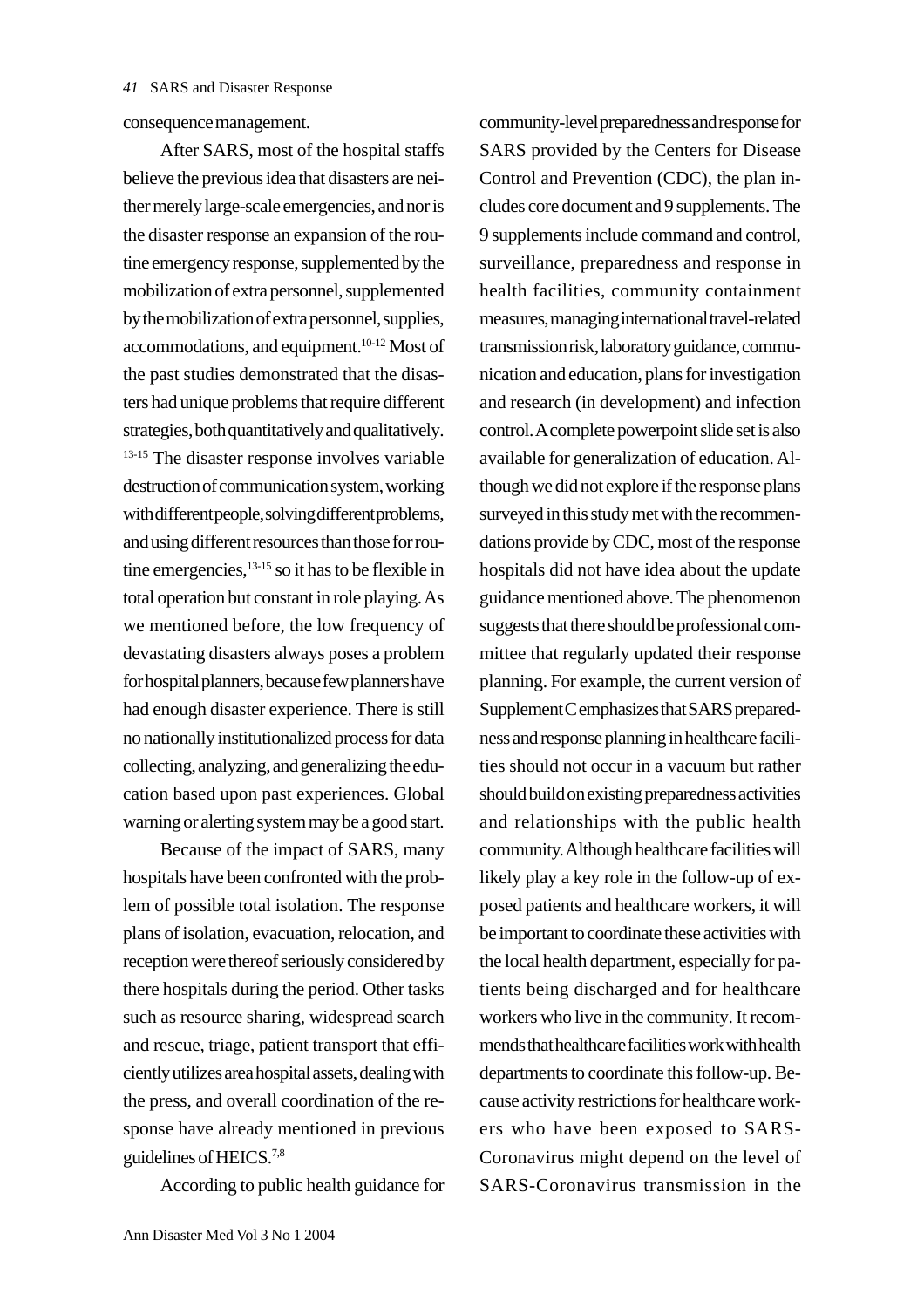consequence management.

After SARS, most of the hospital staffs believe the previous idea that disasters are neither merely large-scale emergencies, and nor is the disaster response an expansion of the routine emergency response, supplemented by the mobilization of extra personnel, supplemented by the mobilization of extra personnel, supplies, accommodations, and equipment.[10-12] Most of the past studies demonstrated that the disasters had unique problems that require different strategies, both quantitatively and qualitatively.[13-15] The disaster response involves variable destruction of communication system, working with different people, solving different problems, and using different resources than those for routine emergencies,[13-15] so it has to be flexible in total operation but constant in role playing. As we mentioned before, the low frequency of devastating disasters always poses a problem for hospital planners, because few planners have had enough disaster experience. There is still no nationally institutionalized process for data collecting, analyzing, and generalizing the education based upon past experiences. Global warning or alerting system may be a good start.

Because of the impact of SARS, many hospitals have been confronted with the problem of possible total isolation. The response plans of isolation, evacuation, relocation, and reception were thereof seriously considered by there hospitals during the period. Other tasks such as resource sharing, widespread search and rescue, triage, patient transport that efficiently utilizes area hospital assets, dealing with the press, and overall coordination of the response have already mentioned in previous guidelines of HEICS.[7,8]

According to public health guidance for community-level preparedness and response for SARS provided by the Centers for Disease Control and Prevention (CDC), the plan includes core document and 9 supplements. The 9 supplements include command and control, surveillance, preparedness and response in health facilities, community containment measures, managing international travel-related transmission risk, laboratory guidance, communication and education, plans for investigation and research (in development) and infection control. A complete powerpoint slide set is also available for generalization of education. Although we did not explore if the response plans surveyed in this study met with the recommendations provide by CDC, most of the response hospitals did not have idea about the update guidance mentioned above. The phenomenon suggests that there should be professional committee that regularly updated their response planning. For example, the current version of Supplement C emphasizes that SARS preparedness and response planning in healthcare facilities should not occur in a vacuum but rather should build on existing preparedness activities and relationships with the public health community. Although healthcare facilities will likely play a key role in the follow-up of exposed patients and healthcare workers, it will be important to coordinate these activities with the local health department, especially for patients being discharged and for healthcare workers who live in the community. It recommends that healthcare facilities work with health departments to coordinate this follow-up. Because activity restrictions for healthcare workers who have been exposed to SARS-Coronavirus might depend on the level of SARS-Coronavirus transmission in the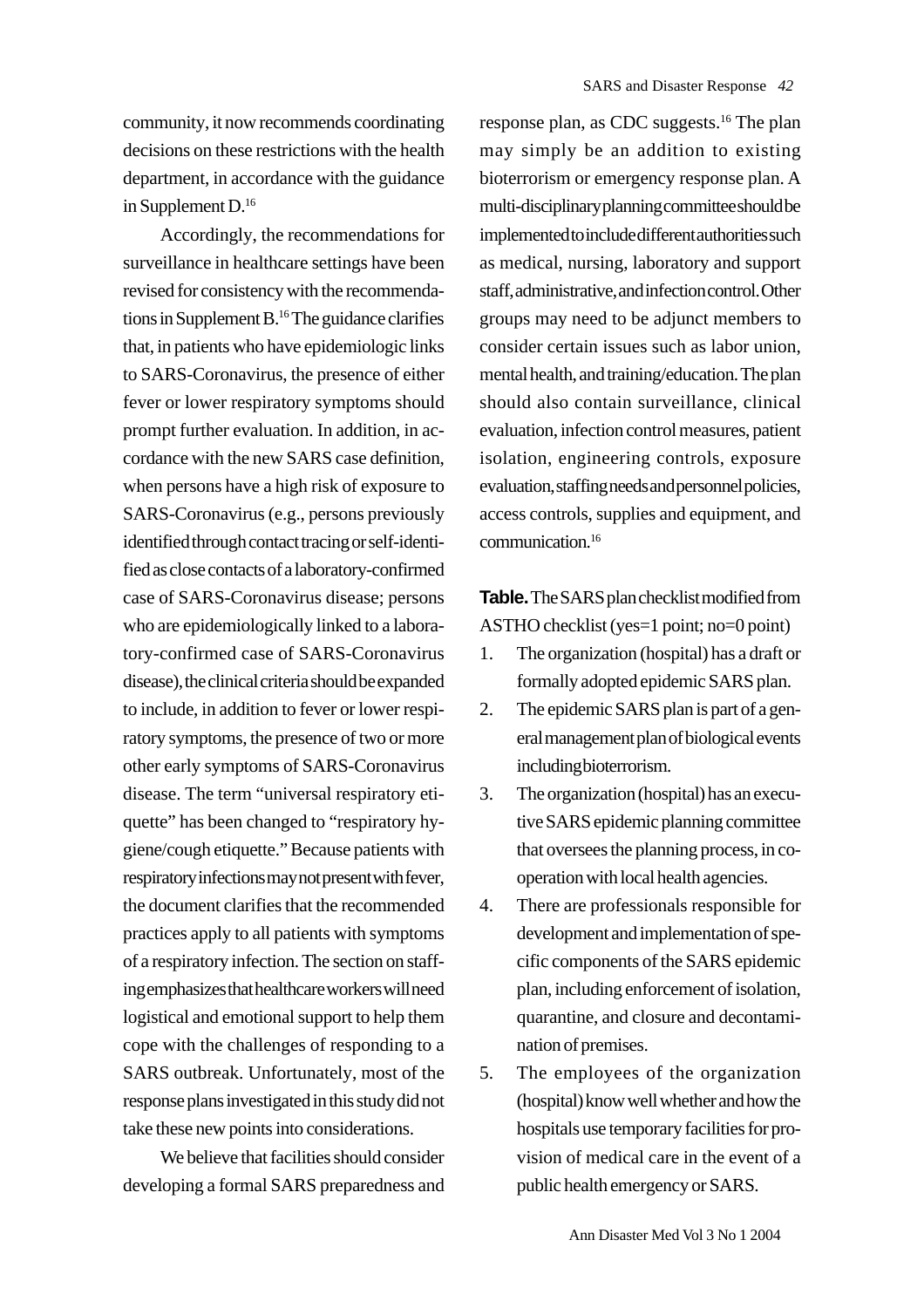community, it now recommends coordinating decisions on these restrictions with the health department, in accordance with the guidance in Supplement D.[16]

Accordingly, the recommendations for surveillance in healthcare settings have been revised for consistency with the recommendations in Supplement B.[16] The guidance clarifies that, in patients who have epidemiologic links to SARS-Coronavirus, the presence of either fever or lower respiratory symptoms should prompt further evaluation. In addition, in accordance with the new SARS case definition, when persons have a high risk of exposure to SARS-Coronavirus (e.g., persons previously identified through contact tracing or self-identified as close contacts of a laboratory-confirmed case of SARS-Coronavirus disease; persons who are epidemiologically linked to a laboratory-confirmed case of SARS-Coronavirus disease), the clinical criteria should be expanded to include, in addition to fever or lower respiratory symptoms, the presence of two or more other early symptoms of SARS-Coronavirus disease. The term "universal respiratory etiquette" has been changed to "respiratory hygiene/cough etiquette." Because patients with respiratory infections may not present with fever, the document clarifies that the recommended practices apply to all patients with symptoms of a respiratory infection. The section on staffing emphasizes that healthcare workers will need logistical and emotional support to help them cope with the challenges of responding to a SARS outbreak. Unfortunately, most of the response plans investigated in this study did not take these new points into considerations.

We believe that facilities should consider developing a formal SARS preparedness and response plan, as CDC suggests.[16] The plan may simply be an addition to existing bioterrorism or emergency response plan. A multi-disciplinary planning committee should be implemented to include different authorities such as medical, nursing, laboratory and support staff, administrative, and infection control. Other groups may need to be adjunct members to consider certain issues such as labor union, mental health, and training/education. The plan should also contain surveillance, clinical evaluation, infection control measures, patient isolation, engineering controls, exposure evaluation, staffing needs and personnel policies, access controls, supplies and equipment, and communication.[16]

**Table.** The SARS plan checklist modified from ASTHO checklist (yes=1 point; no=0 point)

1. The organization (hospital) has a draft or formally adopted epidemic SARS plan.
2. The epidemic SARS plan is part of a general management plan of biological events including bioterrorism.
3. The organization (hospital) has an executive SARS epidemic planning committee that oversees the planning process, in cooperation with local health agencies.
4. There are professionals responsible for development and implementation of specific components of the SARS epidemic plan, including enforcement of isolation, quarantine, and closure and decontamination of premises.
5. The employees of the organization (hospital) know well whether and how the hospitals use temporary facilities for provision of medical care in the event of a public health emergency or SARS.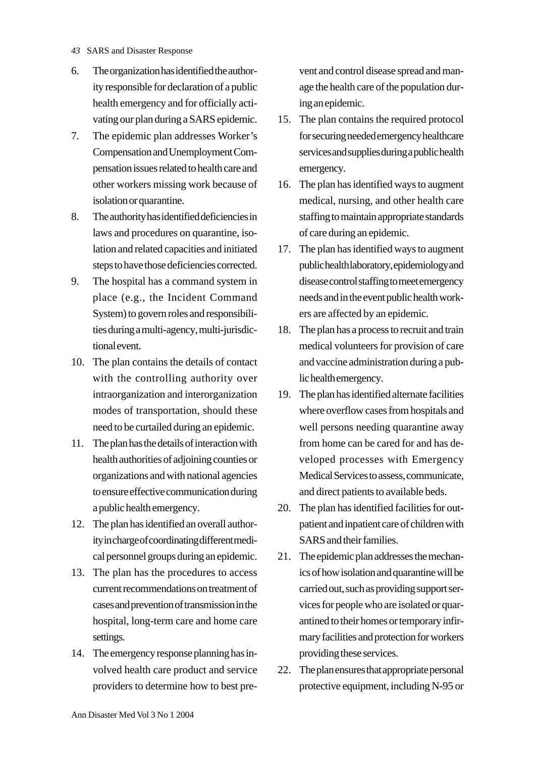6. The organization has identified the authority responsible for declaration of a public health emergency and for officially activating our plan during a SARS epidemic.
7. The epidemic plan addresses Worker's Compensation and Unemployment Compensation issues related to health care and other workers missing work because of isolation or quarantine.
8. The authority has identified deficiencies in laws and procedures on quarantine, isolation and related capacities and initiated steps to have those deficiencies corrected.
9. The hospital has a command system in place (e.g., the Incident Command System) to govern roles and responsibilities during a multi-agency, multi-jurisdictional event.
10. The plan contains the details of contact with the controlling authority over intraorganization and interorganization modes of transportation, should these need to be curtailed during an epidemic.
11. The plan has the details of interaction with health authorities of adjoining counties or organizations and with national agencies to ensure effective communication during a public health emergency.
12. The plan has identified an overall authority in charge of coordinating different medical personnel groups during an epidemic.
13. The plan has the procedures to access current recommendations on treatment of cases and prevention of transmission in the hospital, long-term care and home care settings.
14. The emergency response planning has involved health care product and service providers to determine how to best prevent and control disease spread and manage the health care of the population during an epidemic.
15. The plan contains the required protocol for securing needed emergency healthcare services and supplies during a public health emergency.
16. The plan has identified ways to augment medical, nursing, and other health care staffing to maintain appropriate standards of care during an epidemic.
17. The plan has identified ways to augment public health laboratory, epidemiology and disease control staffing to meet emergency needs and in the event public health workers are affected by an epidemic.
18. The plan has a process to recruit and train medical volunteers for provision of care and vaccine administration during a public health emergency.
19. The plan has identified alternate facilities where overflow cases from hospitals and well persons needing quarantine away from home can be cared for and has developed processes with Emergency Medical Services to assess, communicate, and direct patients to available beds.
20. The plan has identified facilities for outpatient and inpatient care of children with SARS and their families.
21. The epidemic plan addresses the mechanics of how isolation and quarantine will be carried out, such as providing support services for people who are isolated or quarantined to their homes or temporary infirmary facilities and protection for workers providing these services.
22. The plan ensures that appropriate personal protective equipment, including N-95 or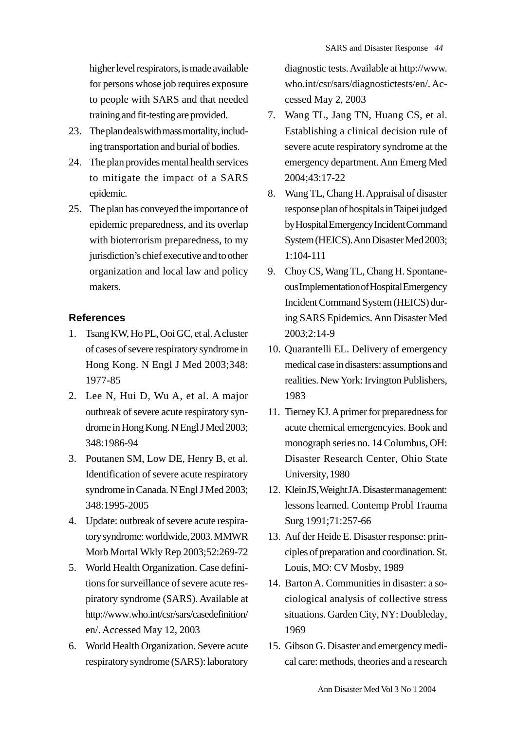higher level respirators, is made available for persons whose job requires exposure to people with SARS and that needed training and fit-testing are provided.

23. The plan deals with mass mortality, including transportation and burial of bodies.
24. The plan provides mental health services to mitigate the impact of a SARS epidemic.
25. The plan has conveyed the importance of epidemic preparedness, and its overlap with bioterrorism preparedness, to my jurisdiction's chief executive and to other organization and local law and policy makers.

## References

1. Tsang KW, Ho PL, Ooi GC, et al. A cluster of cases of severe respiratory syndrome in Hong Kong. N Engl J Med 2003;348: 1977-85
2. Lee N, Hui D, Wu A, et al. A major outbreak of severe acute respiratory syndrome in Hong Kong. N Engl J Med 2003; 348:1986-94
3. Poutanen SM, Low DE, Henry B, et al. Identification of severe acute respiratory syndrome in Canada. N Engl J Med 2003; 348:1995-2005
4. Update: outbreak of severe acute respiratory syndrome: worldwide, 2003. MMWR Morb Mortal Wkly Rep 2003;52:269-72
5. World Health Organization. Case definitions for surveillance of severe acute respiratory syndrome (SARS). Available at http://www.who.int/csr/sars/casedefinition/en/. Accessed May 12, 2003
6. World Health Organization. Severe acute respiratory syndrome (SARS): laboratory diagnostic tests. Available at http://www.who.int/csr/sars/diagnostictests/en/. Accessed May 2, 2003
7. Wang TL, Jang TN, Huang CS, et al. Establishing a clinical decision rule of severe acute respiratory syndrome at the emergency department. Ann Emerg Med 2004;43:17-22
8. Wang TL, Chang H. Appraisal of disaster response plan of hospitals in Taipei judged by Hospital Emergency Incident Command System (HEICS). Ann Disaster Med 2003; 1:104-111
9. Choy CS, Wang TL, Chang H. Spontaneous Implementation of Hospital Emergency Incident Command System (HEICS) during SARS Epidemics. Ann Disaster Med 2003;2:14-9
10. Quarantelli EL. Delivery of emergency medical case in disasters: assumptions and realities. New York: Irvington Publishers, 1983
11. Tierney KJ. A primer for preparedness for acute chemical emergencyies. Book and monograph series no. 14 Columbus, OH: Disaster Research Center, Ohio State University, 1980
12. Klein JS, Weight JA. Disaster management: lessons learned. Contemp Probl Trauma Surg 1991;71:257-66
13. Auf der Heide E. Disaster response: principles of preparation and coordination. St. Louis, MO: CV Mosby, 1989
14. Barton A. Communities in disaster: a sociological analysis of collective stress situations. Garden City, NY: Doubleday, 1969
15. Gibson G. Disaster and emergency medical care: methods, theories and a research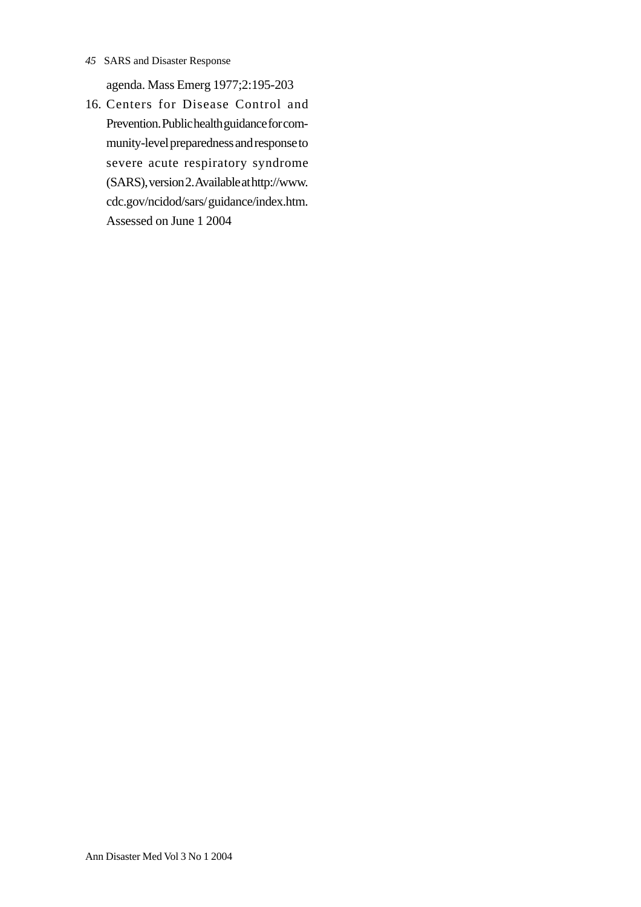agenda. Mass Emerg 1977;2:195-203

16. Centers for Disease Control and Prevention. Public health guidance for community-level preparedness and response to severe acute respiratory syndrome (SARS), version 2. Available at http://www.cdc.gov/ncidod/sars/guidance/index.htm. Assessed on June 1 2004